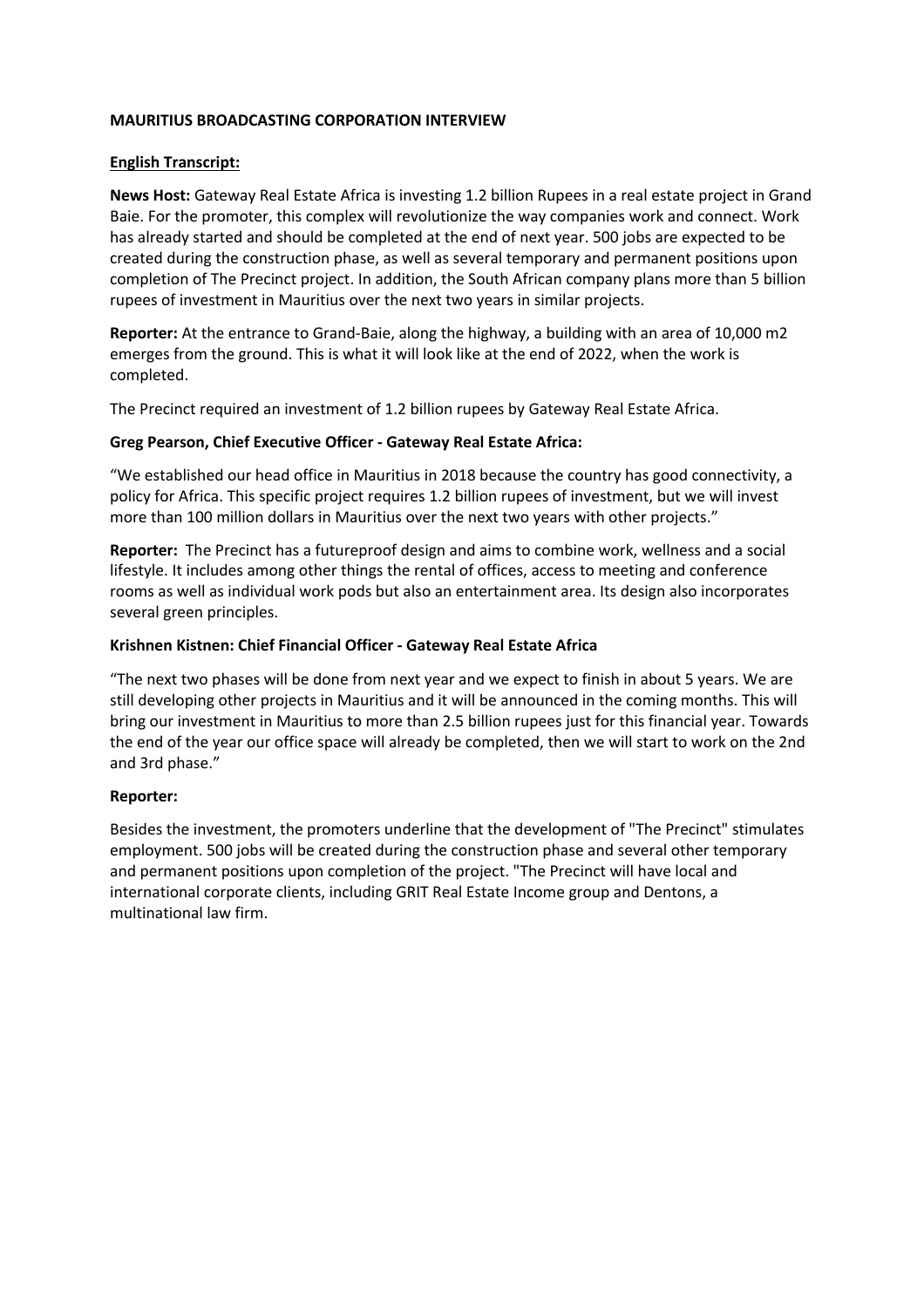**MAURITIUS BROADCASTING CORPORATION INTERVIEW**

**English Transcript:**

**News Host:** Gateway Real Estate Africa is investing 1.2 billion Rupees in a real estate project in Grand Baie. For the promoter, this complex will revolutionize the way companies work and connect. Work has already started and should be completed at the end of next year. 500 jobs are expected to be created during the construction phase, as well as several temporary and permanent positions upon completion of The Precinct project. In addition, the South African company plans more than 5 billion rupees of investment in Mauritius over the next two years in similar projects.

**Reporter:** At the entrance to Grand-Baie, along the highway, a building with an area of 10,000 m2 emerges from the ground. This is what it will look like at the end of 2022, when the work is completed.

The Precinct required an investment of 1.2 billion rupees by Gateway Real Estate Africa.

**Greg Pearson, Chief Executive Officer - Gateway Real Estate Africa:**

"We established our head office in Mauritius in 2018 because the country has good connectivity, a policy for Africa. This specific project requires 1.2 billion rupees of investment, but we will invest more than 100 million dollars in Mauritius over the next two years with other projects."

**Reporter:** The Precinct has a futureproof design and aims to combine work, wellness and a social lifestyle. It includes among other things the rental of offices, access to meeting and conference rooms as well as individual work pods but also an entertainment area. Its design also incorporates several green principles.

**Krishnen Kistnen: Chief Financial Officer - Gateway Real Estate Africa**

"The next two phases will be done from next year and we expect to finish in about 5 years. We are still developing other projects in Mauritius and it will be announced in the coming months. This will bring our investment in Mauritius to more than 2.5 billion rupees just for this financial year. Towards the end of the year our office space will already be completed, then we will start to work on the 2nd and 3rd phase."

**Reporter:**

Besides the investment, the promoters underline that the development of "The Precinct" stimulates employment. 500 jobs will be created during the construction phase and several other temporary and permanent positions upon completion of the project. "The Precinct will have local and international corporate clients, including GRIT Real Estate Income group and Dentons, a multinational law firm.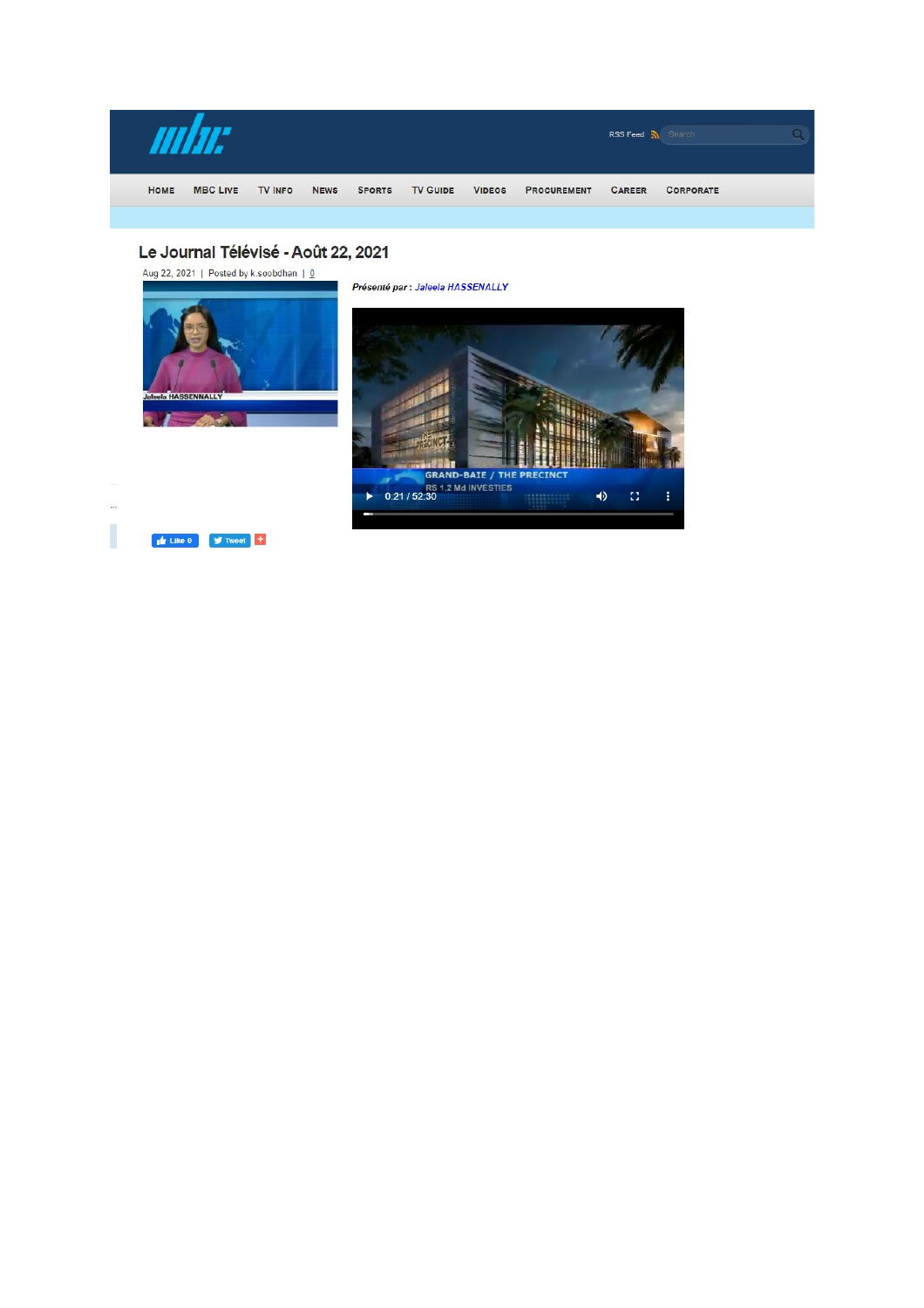RSS Feed

HOME MBC LIVE TV INFO NEWS SPORTS TV GUIDE VIDEOS PROCUREMENT CAREER CORPORATE

# Le Journal Télévisé - Août 22, 2021

Aug 22, 2021 | Posted by k.soobdhan | 0

***Présenté par :*** *Jaleela HASSENALLY*

Like 0 Tweet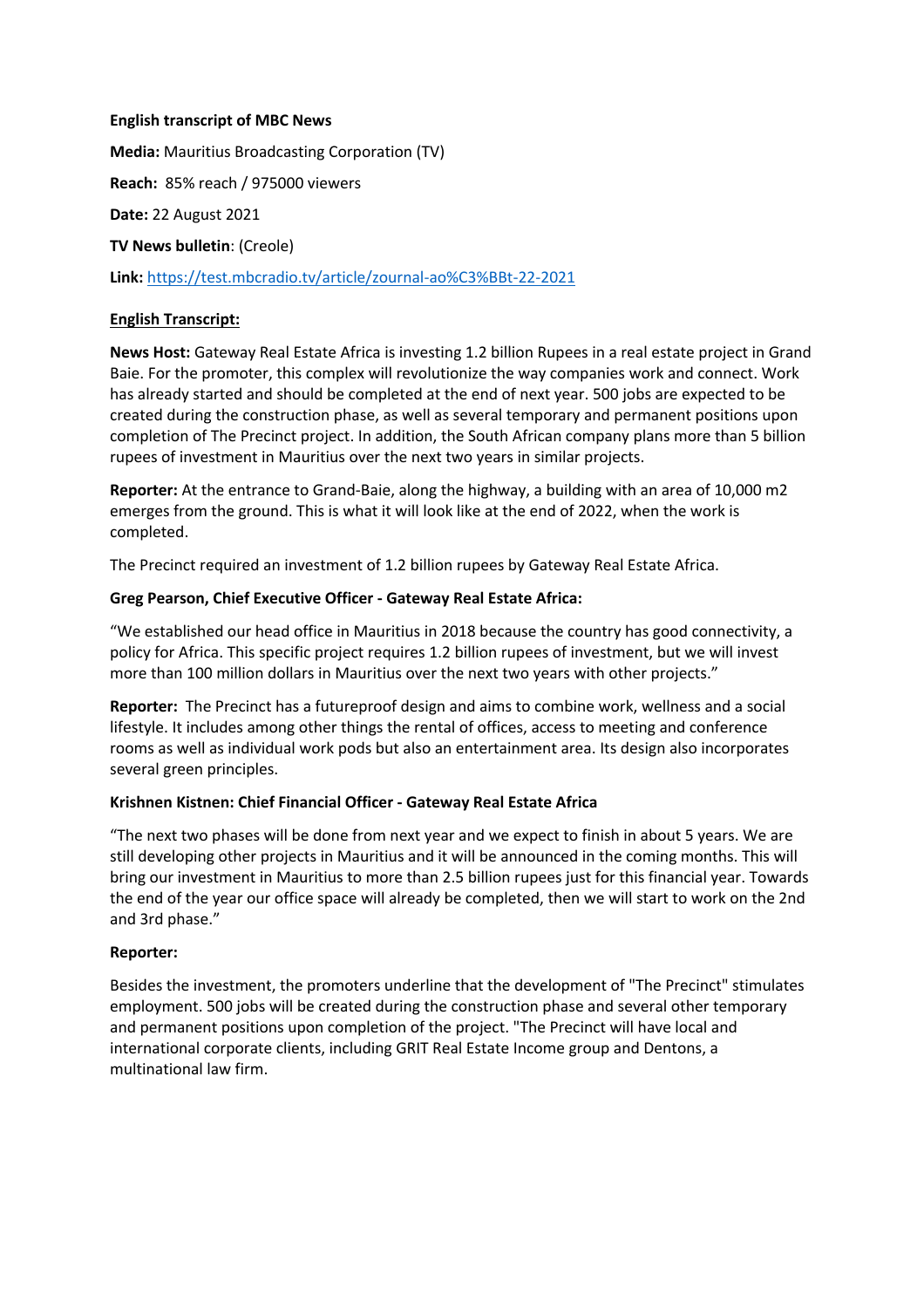**English transcript of MBC News**

**Media:** Mauritius Broadcasting Corporation (TV)

**Reach:** 85% reach / 975000 viewers

**Date:** 22 August 2021

**TV News bulletin**: (Creole)

**Link:** https://test.mbcradio.tv/article/zournal-ao%C3%BBt-22-2021

**English Transcript:**

**News Host:** Gateway Real Estate Africa is investing 1.2 billion Rupees in a real estate project in Grand Baie. For the promoter, this complex will revolutionize the way companies work and connect. Work has already started and should be completed at the end of next year. 500 jobs are expected to be created during the construction phase, as well as several temporary and permanent positions upon completion of The Precinct project. In addition, the South African company plans more than 5 billion rupees of investment in Mauritius over the next two years in similar projects.

**Reporter:** At the entrance to Grand-Baie, along the highway, a building with an area of 10,000 m2 emerges from the ground. This is what it will look like at the end of 2022, when the work is completed.

The Precinct required an investment of 1.2 billion rupees by Gateway Real Estate Africa.

**Greg Pearson, Chief Executive Officer - Gateway Real Estate Africa:**

"We established our head office in Mauritius in 2018 because the country has good connectivity, a policy for Africa. This specific project requires 1.2 billion rupees of investment, but we will invest more than 100 million dollars in Mauritius over the next two years with other projects."

**Reporter:** The Precinct has a futureproof design and aims to combine work, wellness and a social lifestyle. It includes among other things the rental of offices, access to meeting and conference rooms as well as individual work pods but also an entertainment area. Its design also incorporates several green principles.

**Krishnen Kistnen: Chief Financial Officer - Gateway Real Estate Africa**

"The next two phases will be done from next year and we expect to finish in about 5 years. We are still developing other projects in Mauritius and it will be announced in the coming months. This will bring our investment in Mauritius to more than 2.5 billion rupees just for this financial year. Towards the end of the year our office space will already be completed, then we will start to work on the 2nd and 3rd phase."

**Reporter:**

Besides the investment, the promoters underline that the development of "The Precinct" stimulates employment. 500 jobs will be created during the construction phase and several other temporary and permanent positions upon completion of the project. "The Precinct will have local and international corporate clients, including GRIT Real Estate Income group and Dentons, a multinational law firm.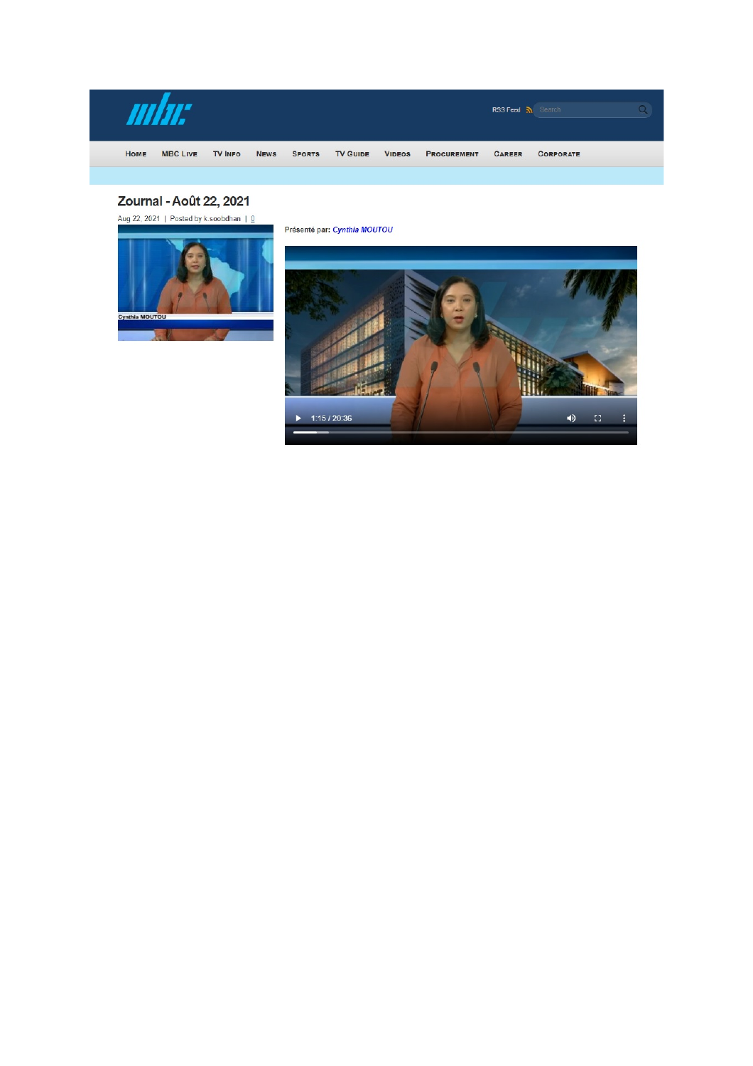Home MBC Live TV Info News Sports TV Guide Videos Procurement Career Corporate

RSS Feed Search

# Zournal - Août 22, 2021

Aug 22, 2021 | Posted by k.soobdhan | 0

Cynthia MOUTOU

Présenté par: *Cynthia MOUTOU*

1:15 / 20:36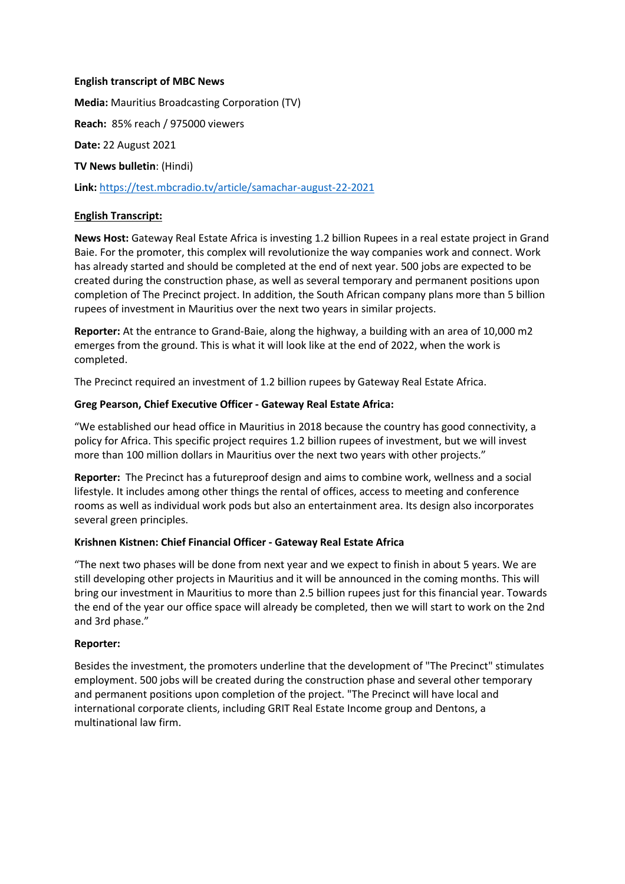**English transcript of MBC News**

**Media:** Mauritius Broadcasting Corporation (TV)

**Reach:** 85% reach / 975000 viewers

**Date:** 22 August 2021

**TV News bulletin**: (Hindi)

**Link:** [https://test.mbcradio.tv/article/samachar-august-22-2021](https://test.mbcradio.tv/article/samachar-august-22-2021)

**English Transcript:**

**News Host:** Gateway Real Estate Africa is investing 1.2 billion Rupees in a real estate project in Grand Baie. For the promoter, this complex will revolutionize the way companies work and connect. Work has already started and should be completed at the end of next year. 500 jobs are expected to be created during the construction phase, as well as several temporary and permanent positions upon completion of The Precinct project. In addition, the South African company plans more than 5 billion rupees of investment in Mauritius over the next two years in similar projects.

**Reporter:** At the entrance to Grand-Baie, along the highway, a building with an area of 10,000 m2 emerges from the ground. This is what it will look like at the end of 2022, when the work is completed.

The Precinct required an investment of 1.2 billion rupees by Gateway Real Estate Africa.

**Greg Pearson, Chief Executive Officer - Gateway Real Estate Africa:**

"We established our head office in Mauritius in 2018 because the country has good connectivity, a policy for Africa. This specific project requires 1.2 billion rupees of investment, but we will invest more than 100 million dollars in Mauritius over the next two years with other projects."

**Reporter:** The Precinct has a futureproof design and aims to combine work, wellness and a social lifestyle. It includes among other things the rental of offices, access to meeting and conference rooms as well as individual work pods but also an entertainment area. Its design also incorporates several green principles.

**Krishnen Kistnen: Chief Financial Officer - Gateway Real Estate Africa**

"The next two phases will be done from next year and we expect to finish in about 5 years. We are still developing other projects in Mauritius and it will be announced in the coming months. This will bring our investment in Mauritius to more than 2.5 billion rupees just for this financial year. Towards the end of the year our office space will already be completed, then we will start to work on the 2nd and 3rd phase."

**Reporter:**

Besides the investment, the promoters underline that the development of "The Precinct" stimulates employment. 500 jobs will be created during the construction phase and several other temporary and permanent positions upon completion of the project. "The Precinct will have local and international corporate clients, including GRIT Real Estate Income group and Dentons, a multinational law firm.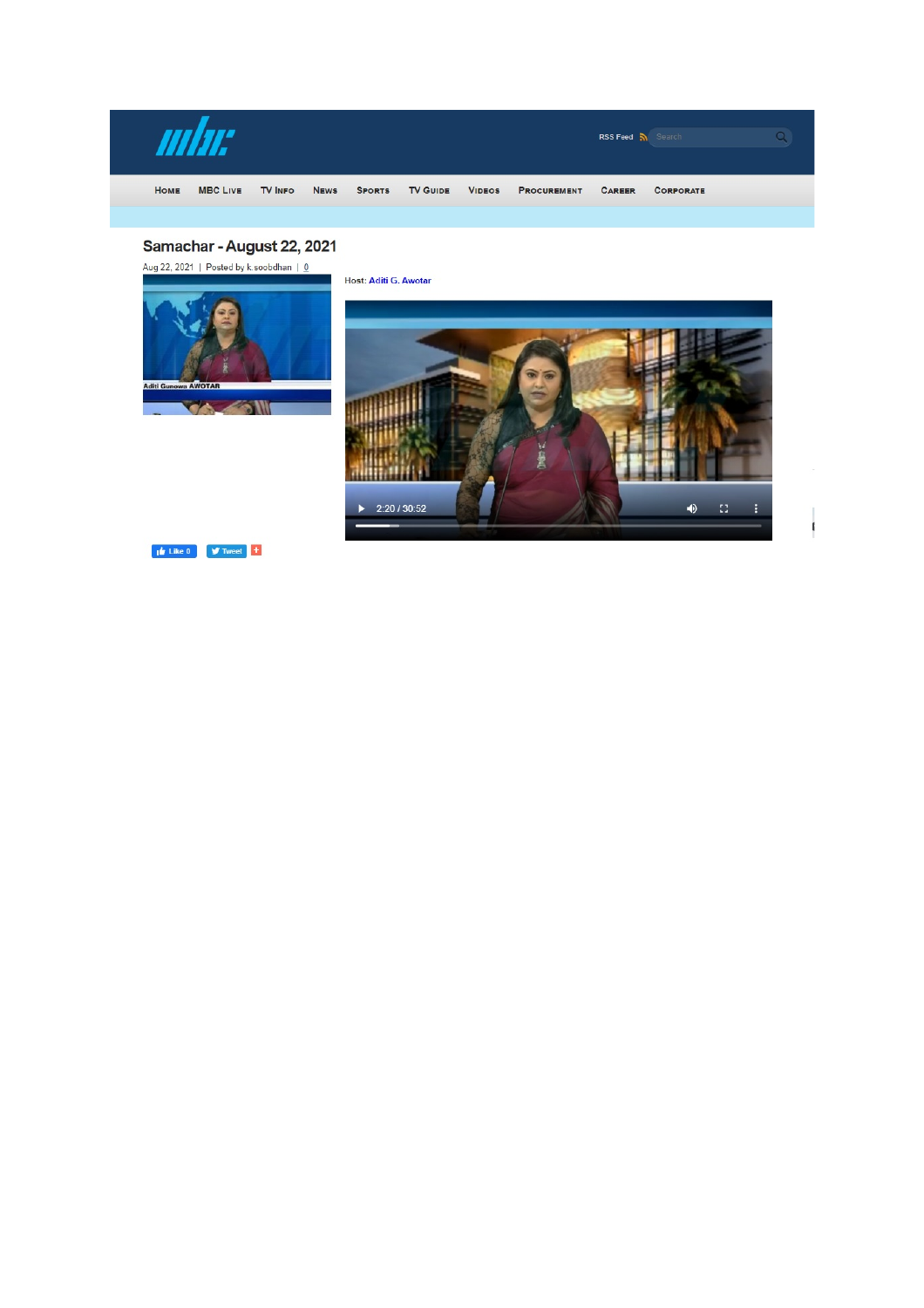RSS Feed

Home MBC Live TV Info News Sports TV Guide Videos Procurement Career Corporate

# Samachar - August 22, 2021

Aug 22, 2021 | Posted by k.soobdhan | 0

Aditi Gunowa AWOTAR

Host: Aditi G. Awotar

2:20 / 30:52

Like 0 Tweet